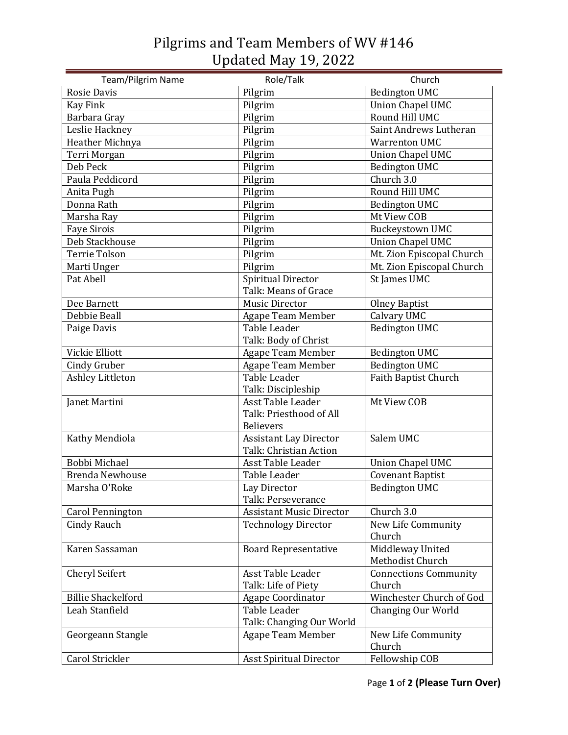# Pilgrims and Team Members of WV #146
## Updated May 19, 2022

| Team/Pilgrim Name | Role/Talk | Church |
|---|---|---|
| Rosie Davis | Pilgrim | Bedington UMC |
| Kay Fink | Pilgrim | Union Chapel UMC |
| Barbara Gray | Pilgrim | Round Hill UMC |
| Leslie Hackney | Pilgrim | Saint Andrews Lutheran |
| Heather Michnya | Pilgrim | Warrenton UMC |
| Terri Morgan | Pilgrim | Union Chapel UMC |
| Deb Peck | Pilgrim | Bedington UMC |
| Paula Peddicord | Pilgrim | Church 3.0 |
| Anita Pugh | Pilgrim | Round Hill UMC |
| Donna Rath | Pilgrim | Bedington UMC |
| Marsha Ray | Pilgrim | Mt View COB |
| Faye Sirois | Pilgrim | Buckeystown UMC |
| Deb Stackhouse | Pilgrim | Union Chapel UMC |
| Terrie Tolson | Pilgrim | Mt. Zion Episcopal Church |
| Marti Unger | Pilgrim | Mt. Zion Episcopal Church |
| Pat Abell | Spiritual Director<br>Talk: Means of Grace | St James UMC |
| Dee Barnett | Music Director | Olney Baptist |
| Debbie Beall | Agape Team Member | Calvary UMC |
| Paige Davis | Table Leader<br>Talk: Body of Christ | Bedington UMC |
| Vickie Elliott | Agape Team Member | Bedington UMC |
| Cindy Gruber | Agape Team Member | Bedington UMC |
| Ashley Littleton | Table Leader<br>Talk: Discipleship | Faith Baptist Church |
| Janet Martini | Asst Table Leader<br>Talk: Priesthood of All Believers | Mt View COB |
| Kathy Mendiola | Assistant Lay Director<br>Talk: Christian Action | Salem UMC |
| Bobbi Michael | Asst Table Leader | Union Chapel UMC |
| Brenda Newhouse | Table Leader | Covenant Baptist |
| Marsha O'Roke | Lay Director<br>Talk: Perseverance | Bedington UMC |
| Carol Pennington | Assistant Music Director | Church 3.0 |
| Cindy Rauch | Technology Director | New Life Community Church |
| Karen Sassaman | Board Representative | Middleway United Methodist Church |
| Cheryl Seifert | Asst Table Leader<br>Talk: Life of Piety | Connections Community Church |
| Billie Shackelford | Agape Coordinator | Winchester Church of God |
| Leah Stanfield | Table Leader<br>Talk: Changing Our World | Changing Our World |
| Georgeann Stangle | Agape Team Member | New Life Community Church |
| Carol Strickler | Asst Spiritual Director | Fellowship COB |

**(Please Turn Over)**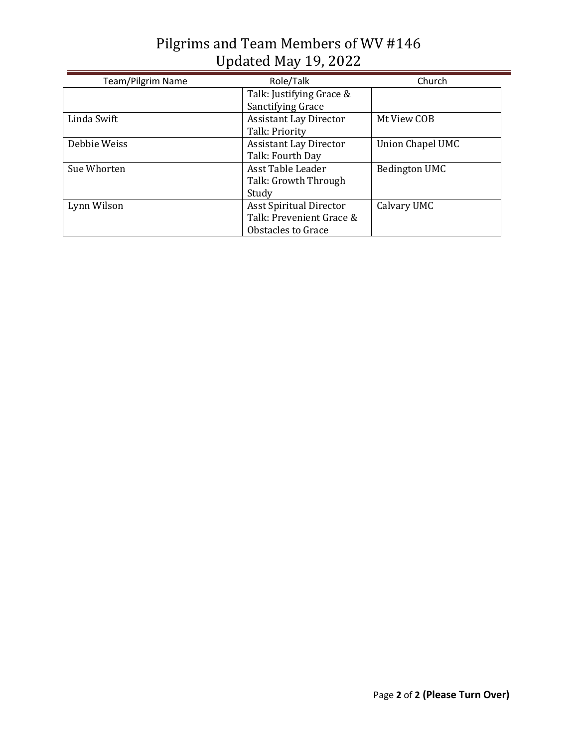# Pilgrims and Team Members of WV #146
## Updated May 19, 2022

| Team/Pilgrim Name | Role/Talk | Church |
|---|---|---|
| | Talk: Justifying Grace & Sanctifying Grace | |
| Linda Swift | Assistant Lay Director<br>Talk: Priority | Mt View COB |
| Debbie Weiss | Assistant Lay Director<br>Talk: Fourth Day | Union Chapel UMC |
| Sue Whorten | Asst Table Leader<br>Talk: Growth Through Study | Bedington UMC |
| Lynn Wilson | Asst Spiritual Director<br>Talk: Prevenient Grace & Obstacles to Grace | Calvary UMC |

**(Please Turn Over)**